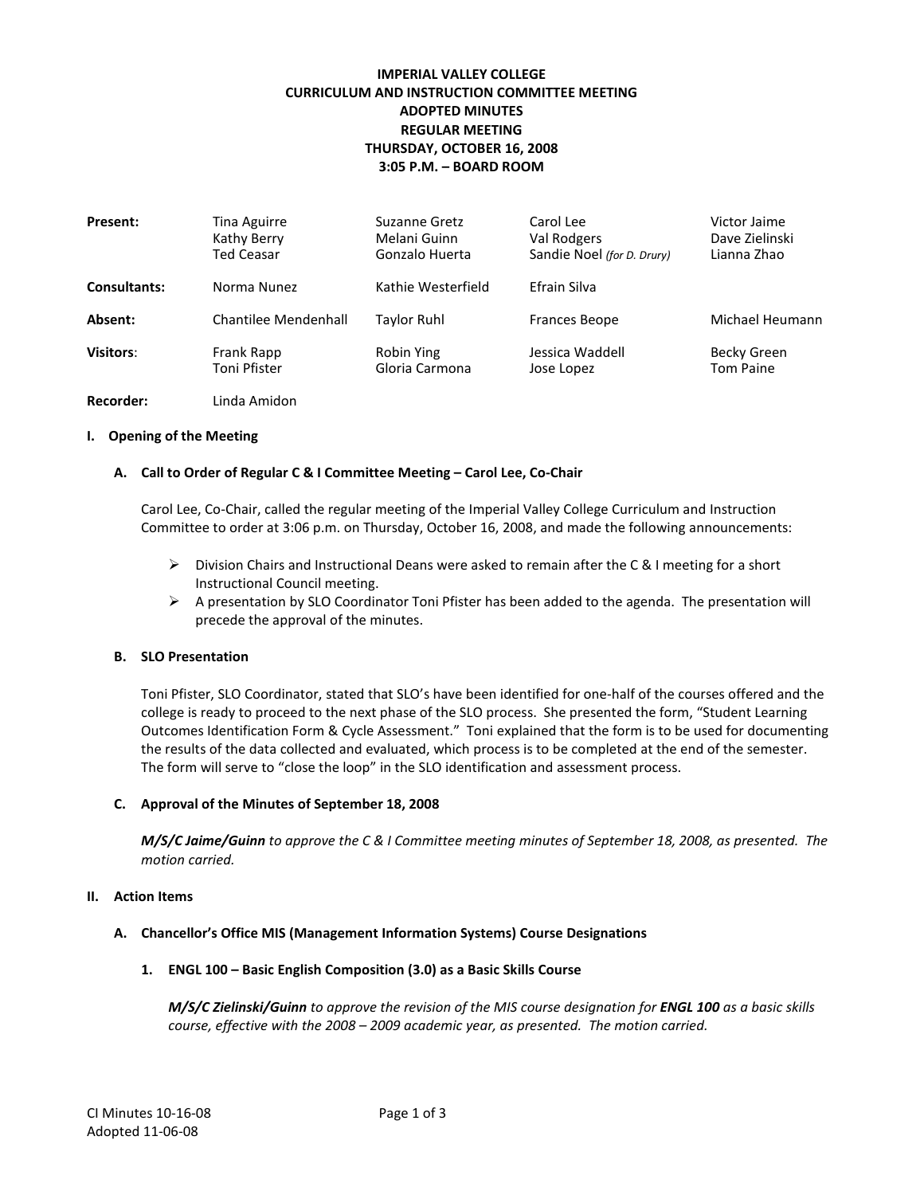# IMPERIAL VALLEY COLLEGE
## CURRICULUM AND INSTRUCTION COMMITTEE MEETING
## ADOPTED MINUTES
## REGULAR MEETING
## THURSDAY, OCTOBER 16, 2008
## 3:05 P.M. – BOARD ROOM

| | | | | |
|---|---|---|---|---|
| **Present:** | Tina Aguirre<br>Kathy Berry<br>Ted Ceasar | Suzanne Gretz<br>Melani Guinn<br>Gonzalo Huerta | Carol Lee<br>Val Rodgers<br>Sandie Noel *(for D. Drury)* | Victor Jaime<br>Dave Zielinski<br>Lianna Zhao |
| **Consultants:** | Norma Nunez | Kathie Westerfield | Efrain Silva | |
| **Absent:** | Chantilee Mendenhall | Taylor Ruhl | Frances Beope | Michael Heumann |
| **Visitors:** | Frank Rapp<br>Toni Pfister | Robin Ying<br>Gloria Carmona | Jessica Waddell<br>Jose Lopez | Becky Green<br>Tom Paine |
| **Recorder:** | Linda Amidon | | | |

### I. Opening of the Meeting

#### A. Call to Order of Regular C & I Committee Meeting – Carol Lee, Co-Chair

Carol Lee, Co-Chair, called the regular meeting of the Imperial Valley College Curriculum and Instruction Committee to order at 3:06 p.m. on Thursday, October 16, 2008, and made the following announcements:

- Division Chairs and Instructional Deans were asked to remain after the C & I meeting for a short Instructional Council meeting.
- A presentation by SLO Coordinator Toni Pfister has been added to the agenda. The presentation will precede the approval of the minutes.

#### B. SLO Presentation

Toni Pfister, SLO Coordinator, stated that SLO's have been identified for one-half of the courses offered and the college is ready to proceed to the next phase of the SLO process. She presented the form, "Student Learning Outcomes Identification Form & Cycle Assessment." Toni explained that the form is to be used for documenting the results of the data collected and evaluated, which process is to be completed at the end of the semester. The form will serve to "close the loop" in the SLO identification and assessment process.

#### C. Approval of the Minutes of September 18, 2008

***M/S/C Jaime/Guinn*** *to approve the C & I Committee meeting minutes of September 18, 2008, as presented. The motion carried.*

### II. Action Items

#### A. Chancellor's Office MIS (Management Information Systems) Course Designations

##### 1. ENGL 100 – Basic English Composition (3.0) as a Basic Skills Course

***M/S/C Zielinski/Guinn*** *to approve the revision of the MIS course designation for* ***ENGL 100*** *as a basic skills course, effective with the 2008 – 2009 academic year, as presented. The motion carried.*

CI Minutes 10-16-08
Adopted 11-06-08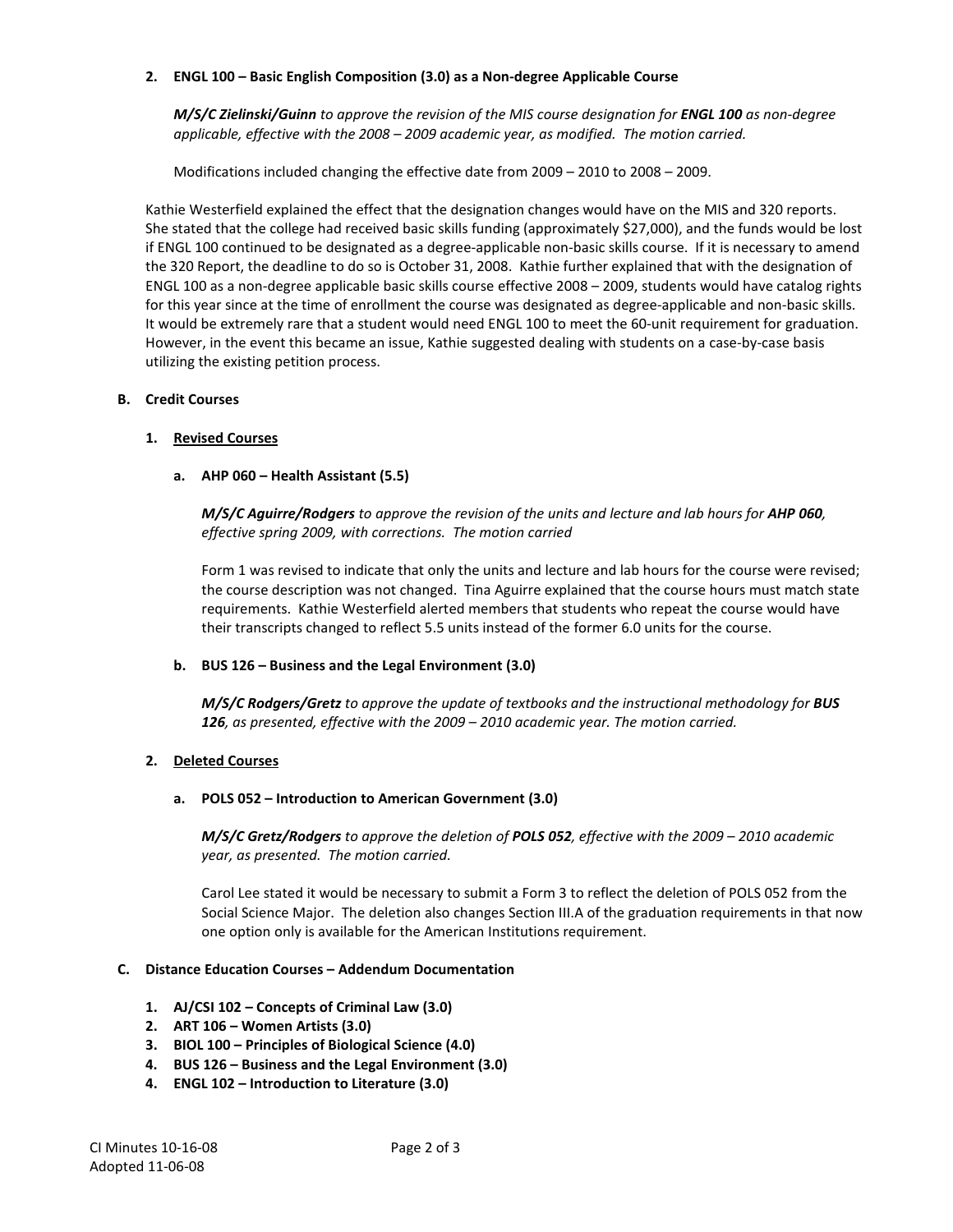**2. ENGL 100 – Basic English Composition (3.0) as a Non-degree Applicable Course**

***M/S/C Zielinski/Guinn*** *to approve the revision of the MIS course designation for* ***ENGL 100*** *as non-degree applicable, effective with the 2008 – 2009 academic year, as modified. The motion carried.*

Modifications included changing the effective date from 2009 – 2010 to 2008 – 2009.

Kathie Westerfield explained the effect that the designation changes would have on the MIS and 320 reports. She stated that the college had received basic skills funding (approximately $27,000), and the funds would be lost if ENGL 100 continued to be designated as a degree-applicable non-basic skills course. If it is necessary to amend the 320 Report, the deadline to do so is October 31, 2008. Kathie further explained that with the designation of ENGL 100 as a non-degree applicable basic skills course effective 2008 – 2009, students would have catalog rights for this year since at the time of enrollment the course was designated as degree-applicable and non-basic skills. It would be extremely rare that a student would need ENGL 100 to meet the 60-unit requirement for graduation. However, in the event this became an issue, Kathie suggested dealing with students on a case-by-case basis utilizing the existing petition process.

**B. Credit Courses**

**1. <u>Revised Courses</u>**

**a. AHP 060 – Health Assistant (5.5)**

***M/S/C Aguirre/Rodgers*** *to approve the revision of the units and lecture and lab hours for* ***AHP 060****, effective spring 2009, with corrections. The motion carried*

Form 1 was revised to indicate that only the units and lecture and lab hours for the course were revised; the course description was not changed. Tina Aguirre explained that the course hours must match state requirements. Kathie Westerfield alerted members that students who repeat the course would have their transcripts changed to reflect 5.5 units instead of the former 6.0 units for the course.

**b. BUS 126 – Business and the Legal Environment (3.0)**

***M/S/C Rodgers/Gretz*** *to approve the update of textbooks and the instructional methodology for* ***BUS 126****, as presented, effective with the 2009 – 2010 academic year. The motion carried.*

**2. <u>Deleted Courses</u>**

**a. POLS 052 – Introduction to American Government (3.0)**

***M/S/C Gretz/Rodgers*** *to approve the deletion of* ***POLS 052****, effective with the 2009 – 2010 academic year, as presented. The motion carried.*

Carol Lee stated it would be necessary to submit a Form 3 to reflect the deletion of POLS 052 from the Social Science Major. The deletion also changes Section III.A of the graduation requirements in that now one option only is available for the American Institutions requirement.

**C. Distance Education Courses – Addendum Documentation**

1. **AJ/CSI 102 – Concepts of Criminal Law (3.0)**
2. **ART 106 – Women Artists (3.0)**
3. **BIOL 100 – Principles of Biological Science (4.0)**
4. **BUS 126 – Business and the Legal Environment (3.0)**
4. **ENGL 102 – Introduction to Literature (3.0)**

CI Minutes 10-16-08
Adopted 11-06-08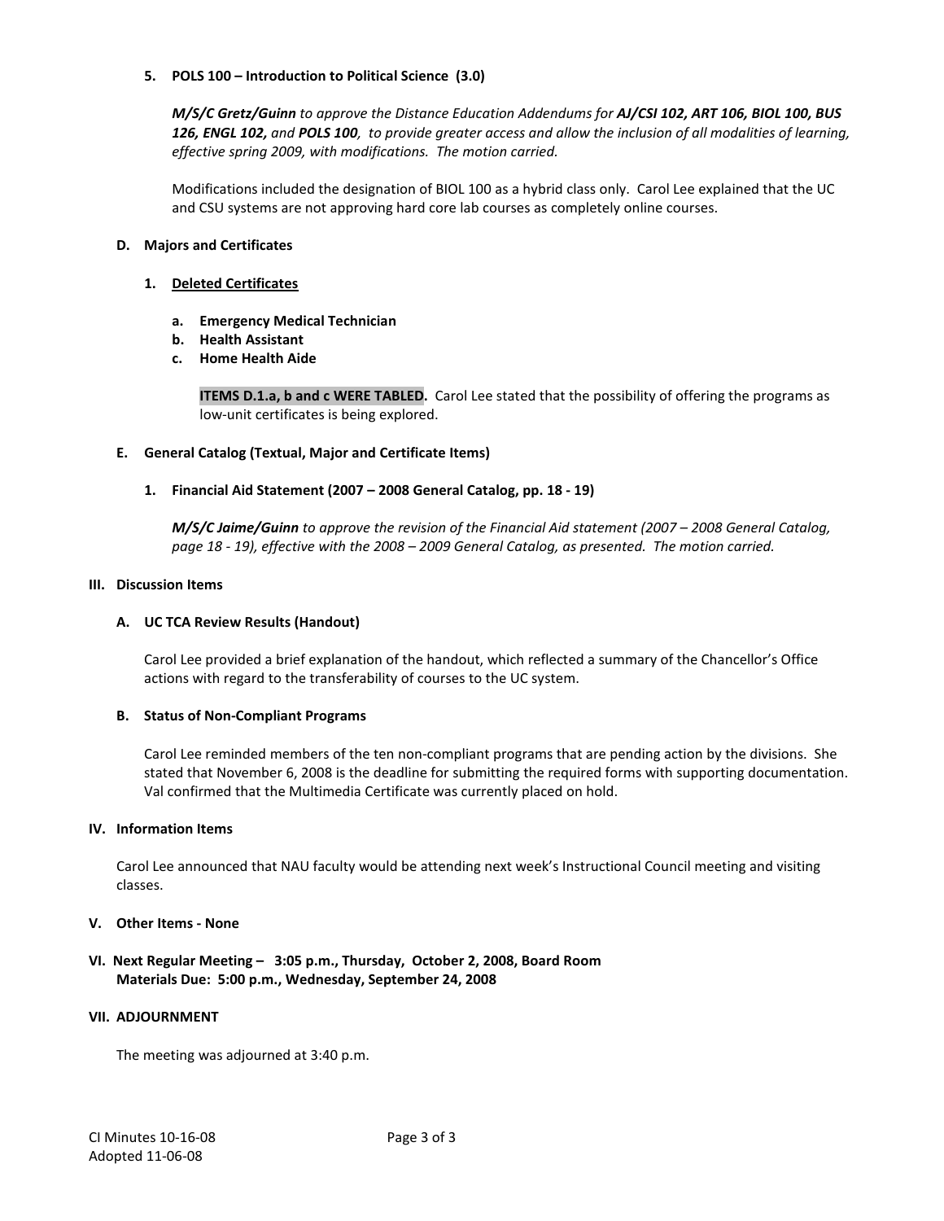**5. POLS 100 – Introduction to Political Science (3.0)**

***M/S/C Gretz/Guinn*** *to approve the Distance Education Addendums for* ***AJ/CSI 102, ART 106, BIOL 100, BUS 126, ENGL 102,*** *and* ***POLS 100****, to provide greater access and allow the inclusion of all modalities of learning, effective spring 2009, with modifications. The motion carried.*

Modifications included the designation of BIOL 100 as a hybrid class only. Carol Lee explained that the UC and CSU systems are not approving hard core lab courses as completely online courses.

**D. Majors and Certificates**

**1. Deleted Certificates**

**a. Emergency Medical Technician**
**b. Health Assistant**
**c. Home Health Aide**

**ITEMS D.1.a, b and c WERE TABLED.** Carol Lee stated that the possibility of offering the programs as low-unit certificates is being explored.

**E. General Catalog (Textual, Major and Certificate Items)**

**1. Financial Aid Statement (2007 – 2008 General Catalog, pp. 18 - 19)**

***M/S/C Jaime/Guinn*** *to approve the revision of the Financial Aid statement (2007 – 2008 General Catalog, page 18 - 19), effective with the 2008 – 2009 General Catalog, as presented. The motion carried.*

**III. Discussion Items**

**A. UC TCA Review Results (Handout)**

Carol Lee provided a brief explanation of the handout, which reflected a summary of the Chancellor's Office actions with regard to the transferability of courses to the UC system.

**B. Status of Non-Compliant Programs**

Carol Lee reminded members of the ten non-compliant programs that are pending action by the divisions. She stated that November 6, 2008 is the deadline for submitting the required forms with supporting documentation. Val confirmed that the Multimedia Certificate was currently placed on hold.

**IV. Information Items**

Carol Lee announced that NAU faculty would be attending next week's Instructional Council meeting and visiting classes.

**V. Other Items - None**

**VI. Next Regular Meeting – 3:05 p.m., Thursday, October 2, 2008, Board Room**
**Materials Due: 5:00 p.m., Wednesday, September 24, 2008**

**VII. ADJOURNMENT**

The meeting was adjourned at 3:40 p.m.

CI Minutes 10-16-08
Adopted 11-06-08